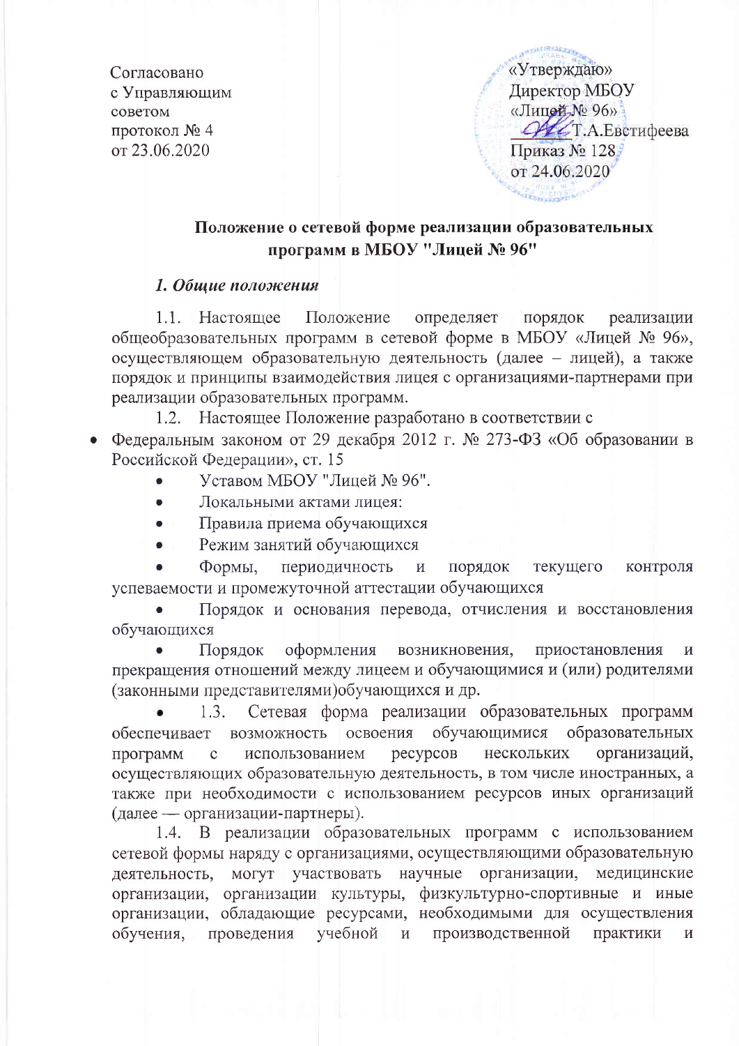Согласовано
с Управляющим
советом
протокол № 4
от 23.06.2020

«Утверждаю»
Директор МБОУ
«Лицей № 96»
_______Т.А.Евстифеева
Приказ № 128
от 24.06.2020

## Положение о сетевой форме реализации образовательных программ в МБОУ "Лицей № 96"

### *1. Общие положения*

1.1. Настоящее Положение определяет порядок реализации общеобразовательных программ в сетевой форме в МБОУ «Лицей № 96», осуществляющем образовательную деятельность (далее – лицей), а также порядок и принципы взаимодействия лицея с организациями-партнерами при реализации образовательных программ.

1.2. Настоящее Положение разработано в соответствии с

- Федеральным законом от 29 декабря 2012 г. № 273-ФЗ «Об образовании в Российской Федерации», ст. 15
  - Уставом МБОУ "Лицей № 96".
  - Локальными актами лицея:
  - Правила приема обучающихся
  - Режим занятий обучающихся
  - Формы, периодичность и порядок текущего контроля успеваемости и промежуточной аттестации обучающихся
  - Порядок и основания перевода, отчисления и восстановления обучающихся
  - Порядок оформления возникновения, приостановления и прекращения отношений между лицеем и обучающимися и (или) родителями (законными представителями)обучающихся и др.
  - 1.3. Сетевая форма реализации образовательных программ обеспечивает возможность освоения обучающимися образовательных программ с использованием ресурсов нескольких организаций, осуществляющих образовательную деятельность, в том числе иностранных, а также при необходимости с использованием ресурсов иных организаций (далее — организации-партнеры).

1.4. В реализации образовательных программ с использованием сетевой формы наряду с организациями, осуществляющими образовательную деятельность, могут участвовать научные организации, медицинские организации, организации культуры, физкультурно-спортивные и иные организации, обладающие ресурсами, необходимыми для осуществления обучения, проведения учебной и производственной практики и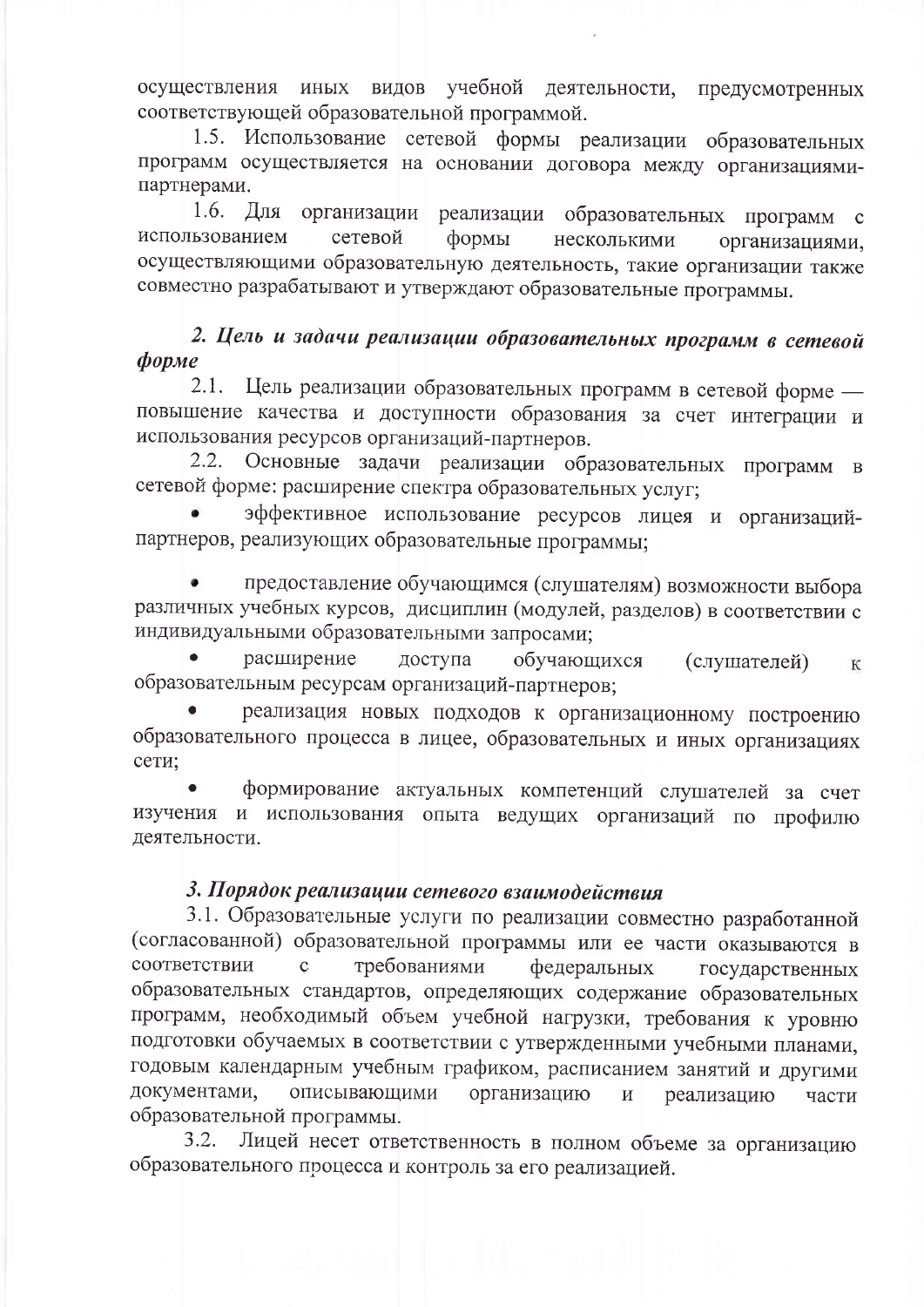осуществления иных видов учебной деятельности, предусмотренных соответствующей образовательной программой.

1.5. Использование сетевой формы реализации образовательных программ осуществляется на основании договора между организациями-партнерами.

1.6. Для организации реализации образовательных программ с использованием сетевой формы несколькими организациями, осуществляющими образовательную деятельность, такие организации также совместно разрабатывают и утверждают образовательные программы.

## *2. Цель и задачи реализации образовательных программ в сетевой форме*

2.1. Цель реализации образовательных программ в сетевой форме — повышение качества и доступности образования за счет интеграции и использования ресурсов организаций-партнеров.

2.2. Основные задачи реализации образовательных программ в сетевой форме: расширение спектра образовательных услуг;

- эффективное использование ресурсов лицея и организаций-партнеров, реализующих образовательные программы;
- предоставление обучающимся (слушателям) возможности выбора различных учебных курсов, дисциплин (модулей, разделов) в соответствии с индивидуальными образовательными запросами;
- расширение доступа обучающихся (слушателей) к образовательным ресурсам организаций-партнеров;
- реализация новых подходов к организационному построению образовательного процесса в лицее, образовательных и иных организациях сети;
- формирование актуальных компетенций слушателей за счет изучения и использования опыта ведущих организаций по профилю деятельности.

## *3. Порядок реализации сетевого взаимодействия*

3.1. Образовательные услуги по реализации совместно разработанной (согласованной) образовательной программы или ее части оказываются в соответствии с требованиями федеральных государственных образовательных стандартов, определяющих содержание образовательных программ, необходимый объем учебной нагрузки, требования к уровню подготовки обучаемых в соответствии с утвержденными учебными планами, годовым календарным учебным графиком, расписанием занятий и другими документами, описывающими организацию и реализацию части образовательной программы.

3.2. Лицей несет ответственность в полном объеме за организацию образовательного процесса и контроль за его реализацией.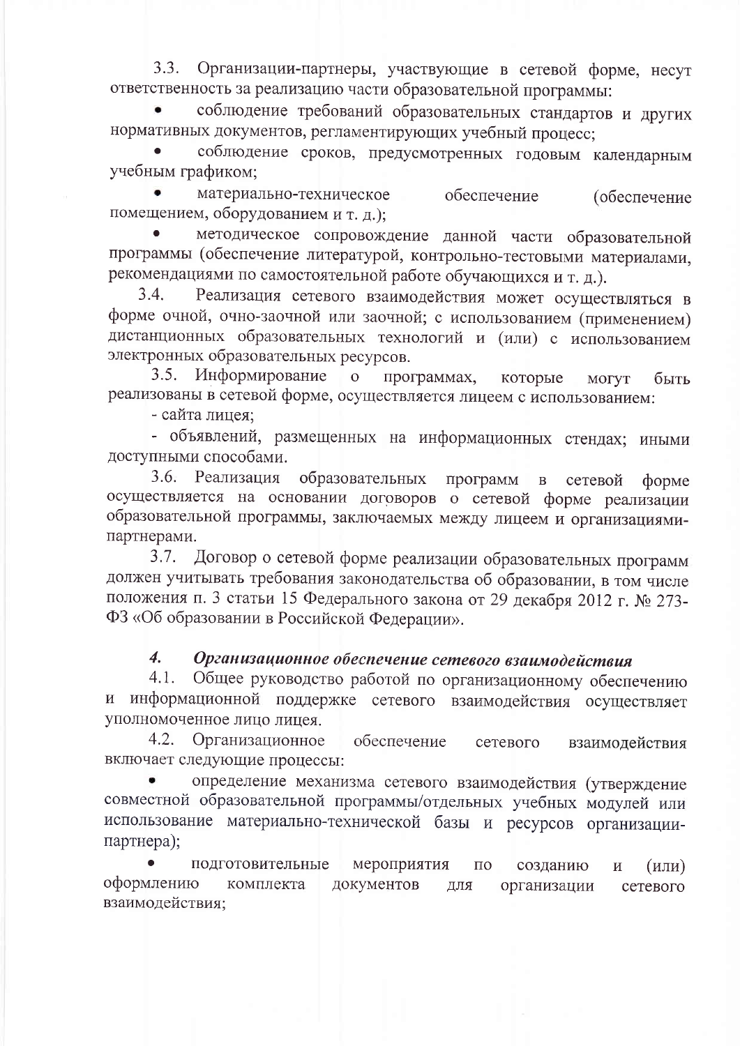3.3. Организации-партнеры, участвующие в сетевой форме, несут ответственность за реализацию части образовательной программы:

- соблюдение требований образовательных стандартов и других нормативных документов, регламентирующих учебный процесс;
- соблюдение сроков, предусмотренных годовым календарным учебным графиком;
- материально-техническое обеспечение (обеспечение помещением, оборудованием и т. д.);
- методическое сопровождение данной части образовательной программы (обеспечение литературой, контрольно-тестовыми материалами, рекомендациями по самостоятельной работе обучающихся и т. д.).

3.4. Реализация сетевого взаимодействия может осуществляться в форме очной, очно-заочной или заочной; с использованием (применением) дистанционных образовательных технологий и (или) с использованием электронных образовательных ресурсов.

3.5. Информирование о программах, которые могут быть реализованы в сетевой форме, осуществляется лицеем с использованием:

- сайта лицея;
- объявлений, размещенных на информационных стендах; иными доступными способами.

3.6. Реализация образовательных программ в сетевой форме осуществляется на основании договоров о сетевой форме реализации образовательной программы, заключаемых между лицеем и организациями-партнерами.

3.7. Договор о сетевой форме реализации образовательных программ должен учитывать требования законодательства об образовании, в том числе положения п. 3 статьи 15 Федерального закона от 29 декабря 2012 г. № 273-ФЗ «Об образовании в Российской Федерации».

## 4. *Организационное обеспечение сетевого взаимодействия*

4.1. Общее руководство работой по организационному обеспечению и информационной поддержке сетевого взаимодействия осуществляет уполномоченное лицо лицея.

4.2. Организационное обеспечение сетевого взаимодействия включает следующие процессы:

- определение механизма сетевого взаимодействия (утверждение совместной образовательной программы/отдельных учебных модулей или использование материально-технической базы и ресурсов организации-партнера);
- подготовительные мероприятия по созданию и (или) оформлению комплекта документов для организации сетевого взаимодействия;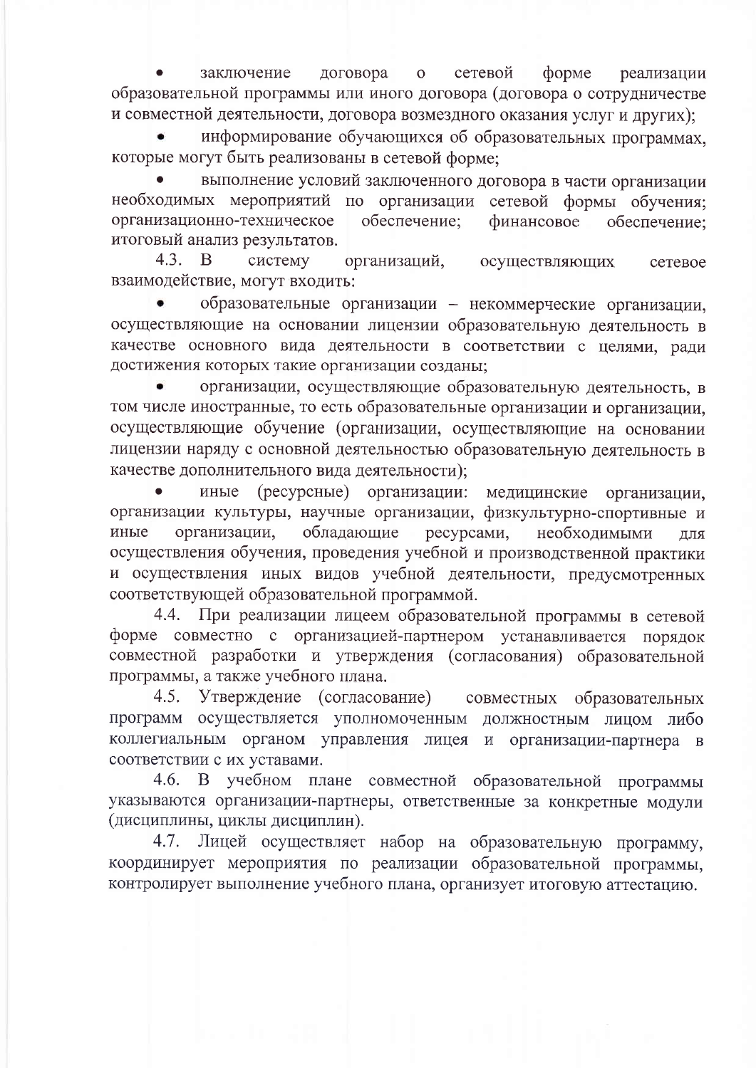- заключение договора о сетевой форме реализации образовательной программы или иного договора (договора о сотрудничестве и совместной деятельности, договора возмездного оказания услуг и других);
- информирование обучающихся об образовательных программах, которые могут быть реализованы в сетевой форме;
- выполнение условий заключенного договора в части организации необходимых мероприятий по организации сетевой формы обучения; организационно-техническое обеспечение; финансовое обеспечение; итоговый анализ результатов.

4.3. В систему организаций, осуществляющих сетевое взаимодействие, могут входить:

- образовательные организации – некоммерческие организации, осуществляющие на основании лицензии образовательную деятельность в качестве основного вида деятельности в соответствии с целями, ради достижения которых такие организации созданы;
- организации, осуществляющие образовательную деятельность, в том числе иностранные, то есть образовательные организации и организации, осуществляющие обучение (организации, осуществляющие на основании лицензии наряду с основной деятельностью образовательную деятельность в качестве дополнительного вида деятельности);
- иные (ресурсные) организации: медицинские организации, организации культуры, научные организации, физкультурно-спортивные и иные организации, обладающие ресурсами, необходимыми для осуществления обучения, проведения учебной и производственной практики и осуществления иных видов учебной деятельности, предусмотренных соответствующей образовательной программой.

4.4. При реализации лицеем образовательной программы в сетевой форме совместно с организацией-партнером устанавливается порядок совместной разработки и утверждения (согласования) образовательной программы, а также учебного плана.

4.5. Утверждение (согласование) совместных образовательных программ осуществляется уполномоченным должностным лицом либо коллегиальным органом управления лицея и организации-партнера в соответствии с их уставами.

4.6. В учебном плане совместной образовательной программы указываются организации-партнеры, ответственные за конкретные модули (дисциплины, циклы дисциплин).

4.7. Лицей осуществляет набор на образовательную программу, координирует мероприятия по реализации образовательной программы, контролирует выполнение учебного плана, организует итоговую аттестацию.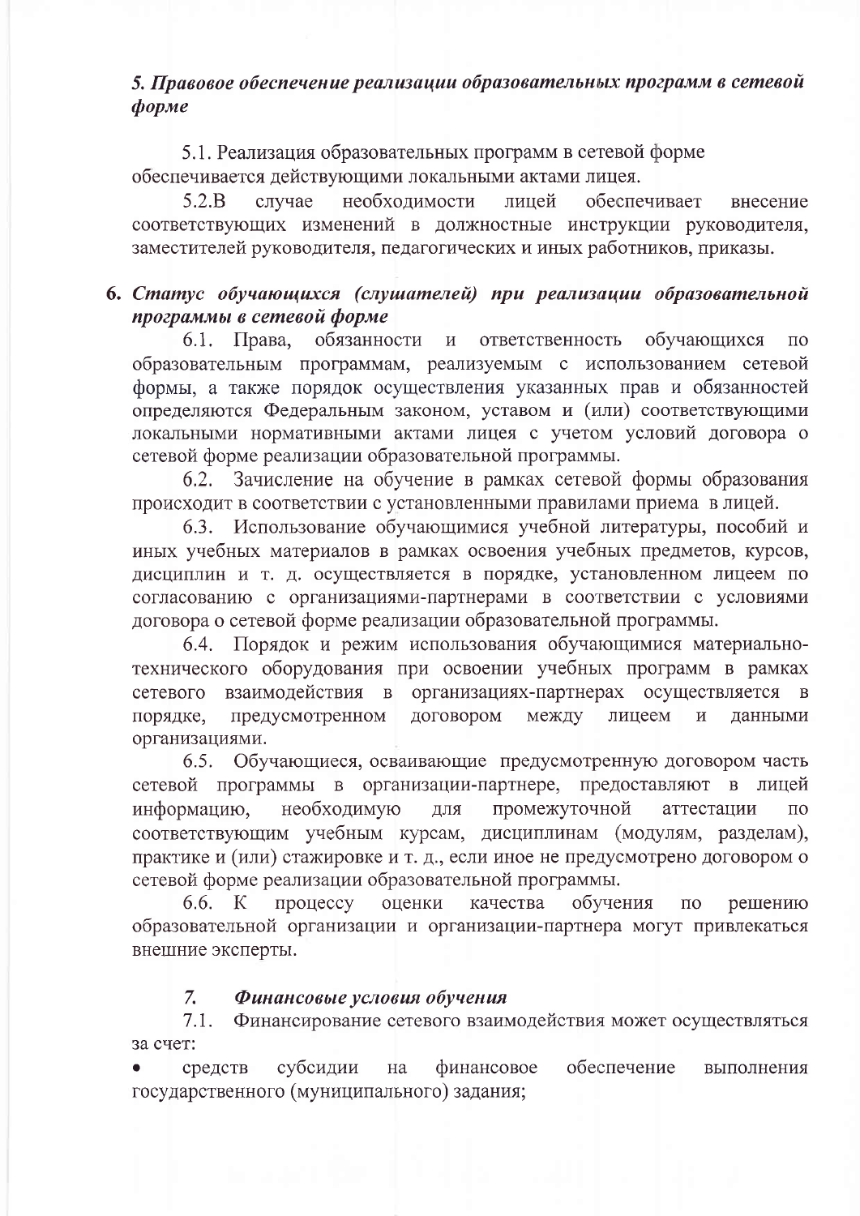## *5. Правовое обеспечение реализации образовательных программ в сетевой форме*

5.1. Реализация образовательных программ в сетевой форме обеспечивается действующими локальными актами лицея.

5.2.В случае необходимости лицей обеспечивает внесение соответствующих изменений в должностные инструкции руководителя, заместителей руководителя, педагогических и иных работников, приказы.

## *6. Статус обучающихся (слушателей) при реализации образовательной программы в сетевой форме*

6.1. Права, обязанности и ответственность обучающихся по образовательным программам, реализуемым с использованием сетевой формы, а также порядок осуществления указанных прав и обязанностей определяются Федеральным законом, уставом и (или) соответствующими локальными нормативными актами лицея с учетом условий договора о сетевой форме реализации образовательной программы.

6.2. Зачисление на обучение в рамках сетевой формы образования происходит в соответствии с установленными правилами приема в лицей.

6.3. Использование обучающимися учебной литературы, пособий и иных учебных материалов в рамках освоения учебных предметов, курсов, дисциплин и т. д. осуществляется в порядке, установленном лицеем по согласованию с организациями-партнерами в соответствии с условиями договора о сетевой форме реализации образовательной программы.

6.4. Порядок и режим использования обучающимися материально-технического оборудования при освоении учебных программ в рамках сетевого взаимодействия в организациях-партнерах осуществляется в порядке, предусмотренном договором между лицеем и данными организациями.

6.5. Обучающиеся, осваивающие предусмотренную договором часть сетевой программы в организации-партнере, предоставляют в лицей информацию, необходимую для промежуточной аттестации по соответствующим учебным курсам, дисциплинам (модулям, разделам), практике и (или) стажировке и т. д., если иное не предусмотрено договором о сетевой форме реализации образовательной программы.

6.6. К процессу оценки качества обучения по решению образовательной организации и организации-партнера могут привлекаться внешние эксперты.

## *7. Финансовые условия обучения*

7.1. Финансирование сетевого взаимодействия может осуществляться за счет:

- средств субсидии на финансовое обеспечение выполнения государственного (муниципального) задания;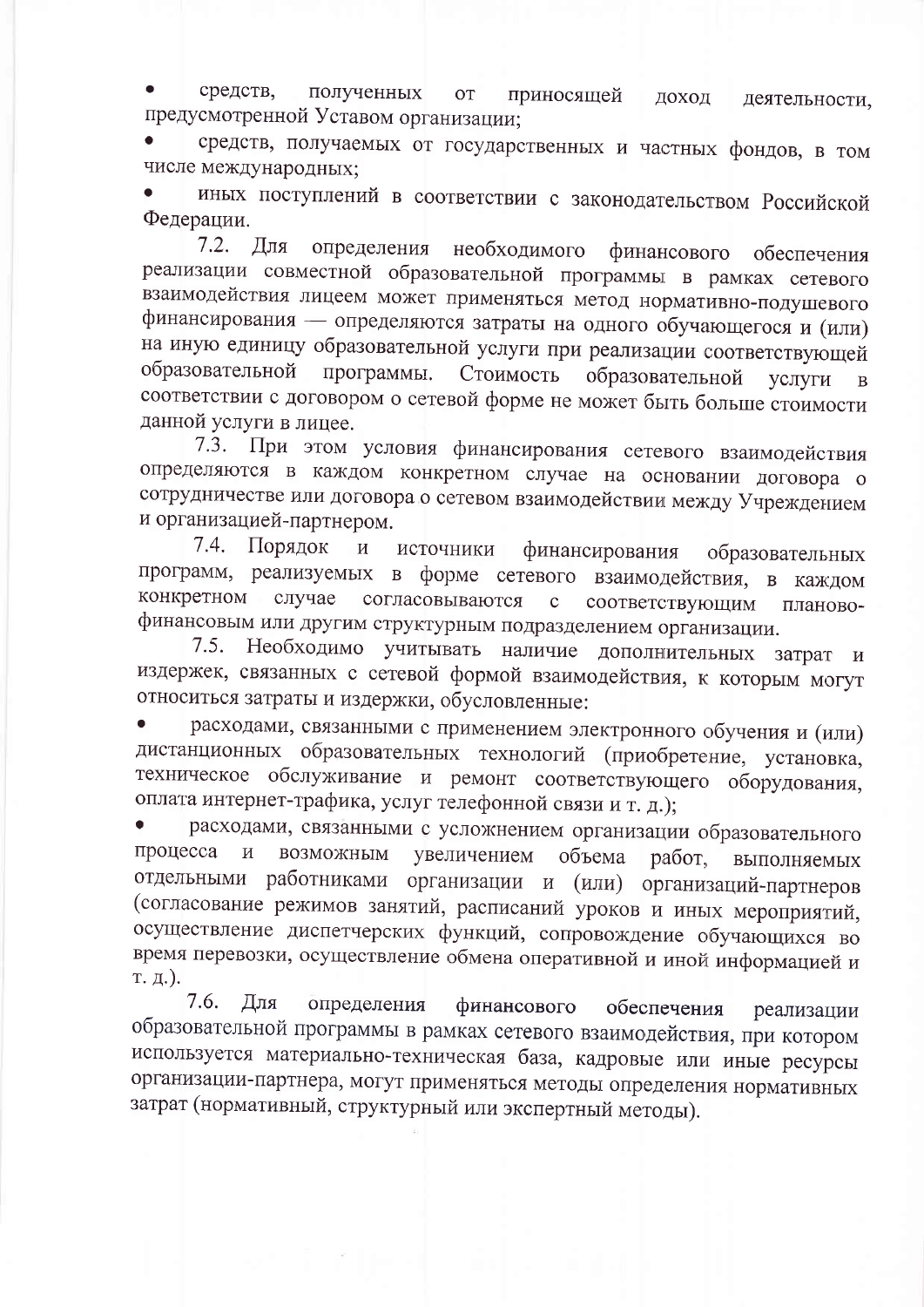- средств, полученных от приносящей доход деятельности, предусмотренной Уставом организации;
- средств, получаемых от государственных и частных фондов, в том числе международных;
- иных поступлений в соответствии с законодательством Российской Федерации.

7.2. Для определения необходимого финансового обеспечения реализации совместной образовательной программы в рамках сетевого взаимодействия лицеем может применяться метод нормативно-подушевого финансирования — определяются затраты на одного обучающегося и (или) на иную единицу образовательной услуги при реализации соответствующей образовательной программы. Стоимость образовательной услуги в соответствии с договором о сетевой форме не может быть больше стоимости данной услуги в лицее.

7.3. При этом условия финансирования сетевого взаимодействия определяются в каждом конкретном случае на основании договора о сотрудничестве или договора о сетевом взаимодействии между Учреждением и организацией-партнером.

7.4. Порядок и источники финансирования образовательных программ, реализуемых в форме сетевого взаимодействия, в каждом конкретном случае согласовываются с соответствующим планово-финансовым или другим структурным подразделением организации.

7.5. Необходимо учитывать наличие дополнительных затрат и издержек, связанных с сетевой формой взаимодействия, к которым могут относиться затраты и издержки, обусловленные:

- расходами, связанными с применением электронного обучения и (или) дистанционных образовательных технологий (приобретение, установка, техническое обслуживание и ремонт соответствующего оборудования, оплата интернет-трафика, услуг телефонной связи и т. д.);
- расходами, связанными с усложнением организации образовательного процесса и возможным увеличением объема работ, выполняемых отдельными работниками организации и (или) организаций-партнеров (согласование режимов занятий, расписаний уроков и иных мероприятий, осуществление диспетчерских функций, сопровождение обучающихся во время перевозки, осуществление обмена оперативной и иной информацией и т. д.).

7.6. Для определения финансового обеспечения реализации образовательной программы в рамках сетевого взаимодействия, при котором используется материально-техническая база, кадровые или иные ресурсы организации-партнера, могут применяться методы определения нормативных затрат (нормативный, структурный или экспертный методы).